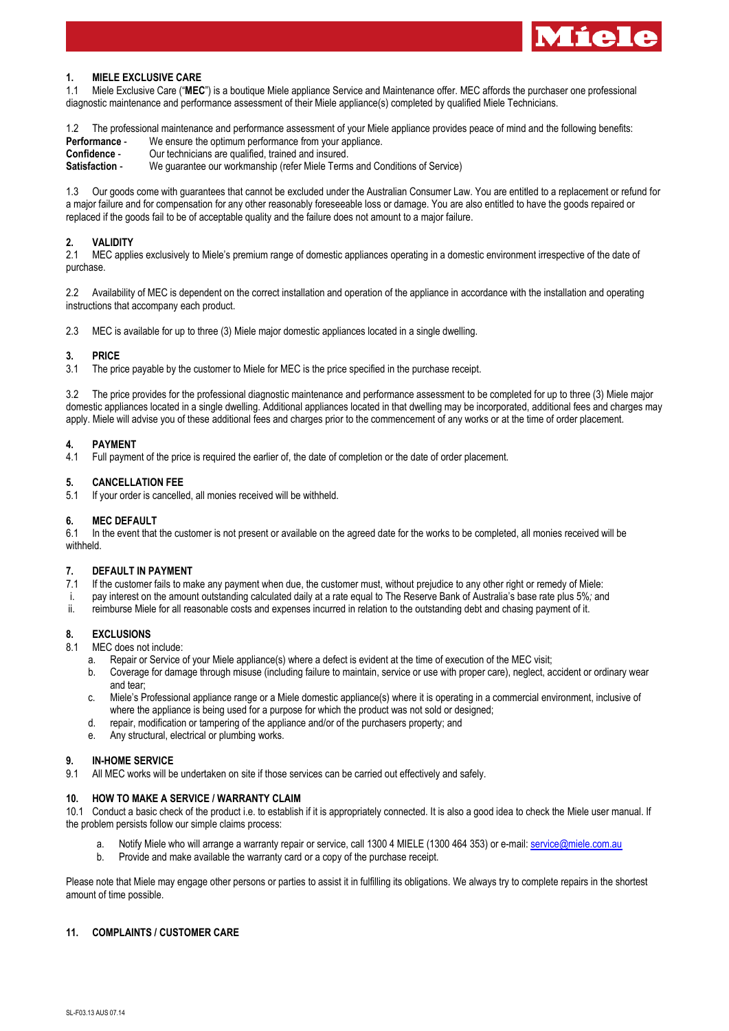## 1. MIELE EXCLUSIVE CARE

1.1 Miele Exclusive Care ("**MEC**") is a boutique Miele appliance Service and Maintenance offer. MEC affords the purchaser one professional diagnostic maintenance and performance assessment of their Miele appliance(s) completed by qualified Miele Technicians.

1.2 The professional maintenance and performance assessment of your Miele appliance provides peace of mind and the following benefits:

**Performance** - We ensure the optimum performance from your appliance.
**Confidence** - Our technicians are qualified, trained and insured.
**Satisfaction** - We guarantee our workmanship (refer Miele Terms and Conditions of Service)

1.3 Our goods come with guarantees that cannot be excluded under the Australian Consumer Law. You are entitled to a replacement or refund for a major failure and for compensation for any other reasonably foreseeable loss or damage. You are also entitled to have the goods repaired or replaced if the goods fail to be of acceptable quality and the failure does not amount to a major failure.

## 2. VALIDITY

2.1 MEC applies exclusively to Miele's premium range of domestic appliances operating in a domestic environment irrespective of the date of purchase.

2.2 Availability of MEC is dependent on the correct installation and operation of the appliance in accordance with the installation and operating instructions that accompany each product.

2.3 MEC is available for up to three (3) Miele major domestic appliances located in a single dwelling.

## 3. PRICE

3.1 The price payable by the customer to Miele for MEC is the price specified in the purchase receipt.

3.2 The price provides for the professional diagnostic maintenance and performance assessment to be completed for up to three (3) Miele major domestic appliances located in a single dwelling. Additional appliances located in that dwelling may be incorporated, additional fees and charges may apply. Miele will advise you of these additional fees and charges prior to the commencement of any works or at the time of order placement.

## 4. PAYMENT

4.1 Full payment of the price is required the earlier of, the date of completion or the date of order placement.

## 5. CANCELLATION FEE

5.1 If your order is cancelled, all monies received will be withheld.

## 6. MEC DEFAULT

6.1 In the event that the customer is not present or available on the agreed date for the works to be completed, all monies received will be withheld.

## 7. DEFAULT IN PAYMENT

7.1 If the customer fails to make any payment when due, the customer must, without prejudice to any other right or remedy of Miele:

i. pay interest on the amount outstanding calculated daily at a rate equal to The Reserve Bank of Australia's base rate plus 5%; and
ii. reimburse Miele for all reasonable costs and expenses incurred in relation to the outstanding debt and chasing payment of it.

## 8. EXCLUSIONS

8.1 MEC does not include:

a. Repair or Service of your Miele appliance(s) where a defect is evident at the time of execution of the MEC visit;
b. Coverage for damage through misuse (including failure to maintain, service or use with proper care), neglect, accident or ordinary wear and tear;
c. Miele's Professional appliance range or a Miele domestic appliance(s) where it is operating in a commercial environment, inclusive of where the appliance is being used for a purpose for which the product was not sold or designed;
d. repair, modification or tampering of the appliance and/or of the purchasers property; and
e. Any structural, electrical or plumbing works.

## 9. IN-HOME SERVICE

9.1 All MEC works will be undertaken on site if those services can be carried out effectively and safely.

## 10. HOW TO MAKE A SERVICE / WARRANTY CLAIM

10.1 Conduct a basic check of the product i.e. to establish if it is appropriately connected. It is also a good idea to check the Miele user manual. If the problem persists follow our simple claims process:

a. Notify Miele who will arrange a warranty repair or service, call 1300 4 MIELE (1300 464 353) or e-mail: service@miele.com.au
b. Provide and make available the warranty card or a copy of the purchase receipt.

Please note that Miele may engage other persons or parties to assist it in fulfilling its obligations. We always try to complete repairs in the shortest amount of time possible.

## 11. COMPLAINTS / CUSTOMER CARE

SL-F03.13 AUS 07.14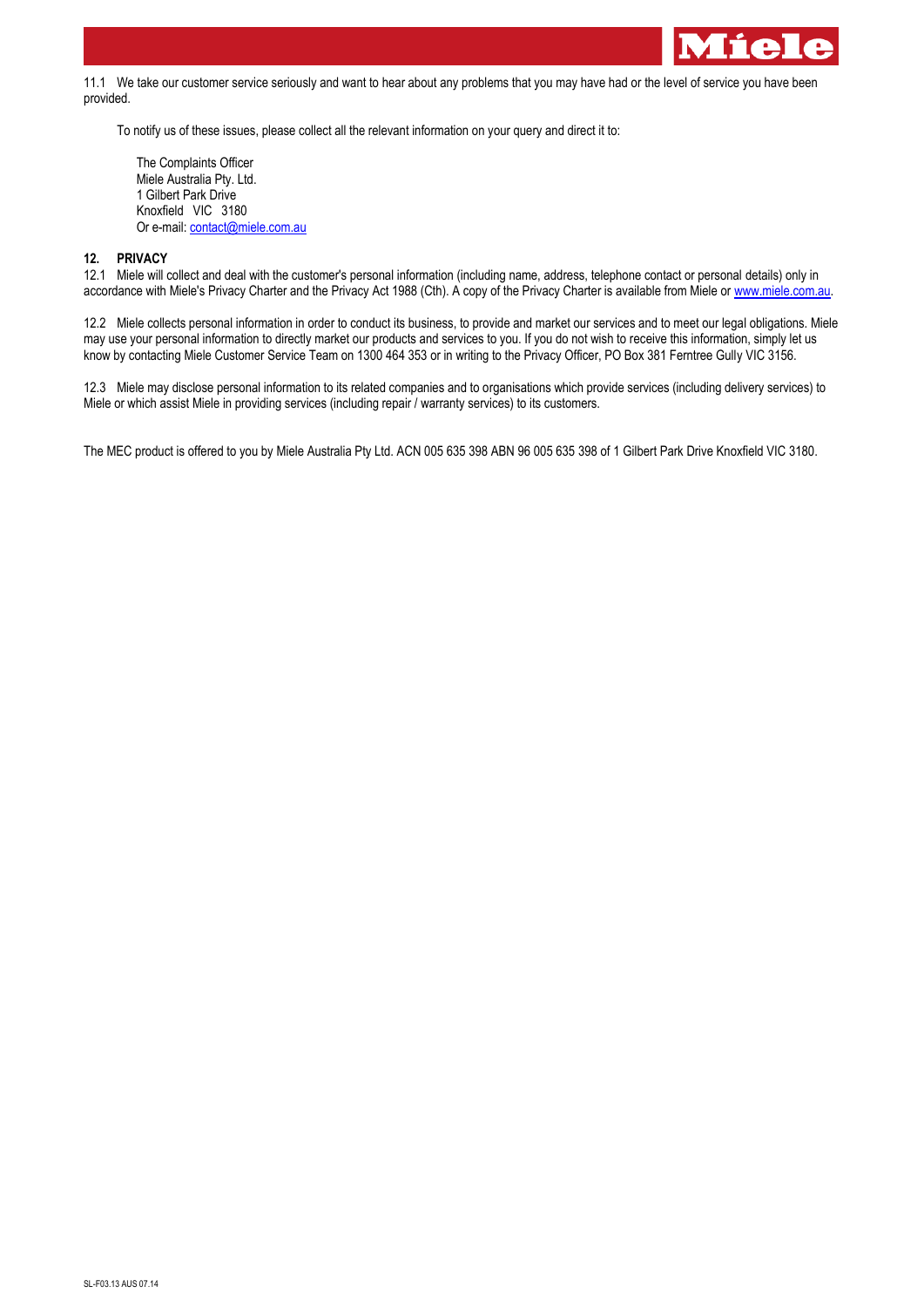11.1 We take our customer service seriously and want to hear about any problems that you may have had or the level of service you have been provided.

To notify us of these issues, please collect all the relevant information on your query and direct it to:

The Complaints Officer
Miele Australia Pty. Ltd.
1 Gilbert Park Drive
Knoxfield VIC 3180
Or e-mail: contact@miele.com.au

**12. PRIVACY**

12.1 Miele will collect and deal with the customer's personal information (including name, address, telephone contact or personal details) only in accordance with Miele's Privacy Charter and the Privacy Act 1988 (Cth). A copy of the Privacy Charter is available from Miele or www.miele.com.au.

12.2 Miele collects personal information in order to conduct its business, to provide and market our services and to meet our legal obligations. Miele may use your personal information to directly market our products and services to you. If you do not wish to receive this information, simply let us know by contacting Miele Customer Service Team on 1300 464 353 or in writing to the Privacy Officer, PO Box 381 Ferntree Gully VIC 3156.

12.3 Miele may disclose personal information to its related companies and to organisations which provide services (including delivery services) to Miele or which assist Miele in providing services (including repair / warranty services) to its customers.

The MEC product is offered to you by Miele Australia Pty Ltd. ACN 005 635 398 ABN 96 005 635 398 of 1 Gilbert Park Drive Knoxfield VIC 3180.

SL-F03.13 AUS 07.14